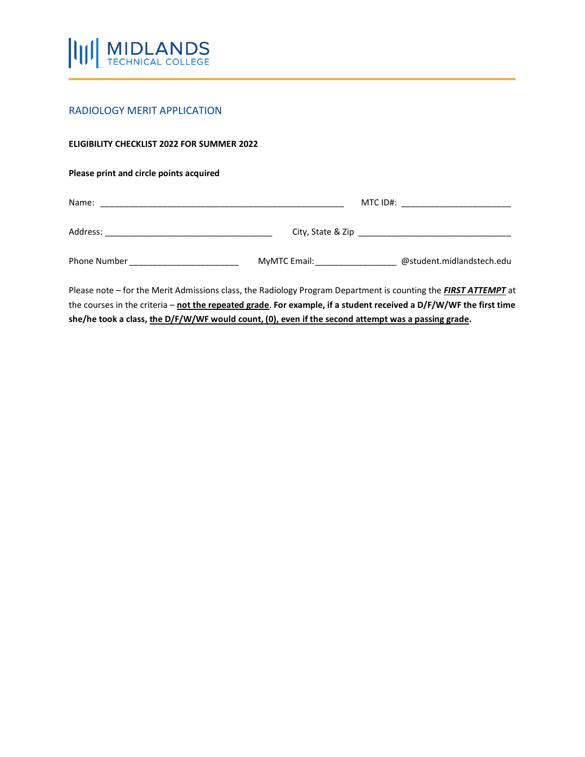MIDLANDS TECHNICAL COLLEGE

## RADIOLOGY MERIT APPLICATION

**ELIGIBILITY CHECKLIST 2022 FOR SUMMER 2022**

**Please print and circle points acquired**

Name: ____________________________________________________ MTC ID#: ________________________

Address: ____________________________________ City, State & Zip ________________________________

Phone Number ________________________ MyMTC Email: _________________ @student.midlandstech.edu

Please note – for the Merit Admissions class, the Radiology Program Department is counting the ***FIRST ATTEMPT*** at the courses in the criteria – **not the repeated grade**. **For example, if a student received a D/F/W/WF the first time she/he took a class, the D/F/W/WF would count, (0), even if the second attempt was a passing grade.**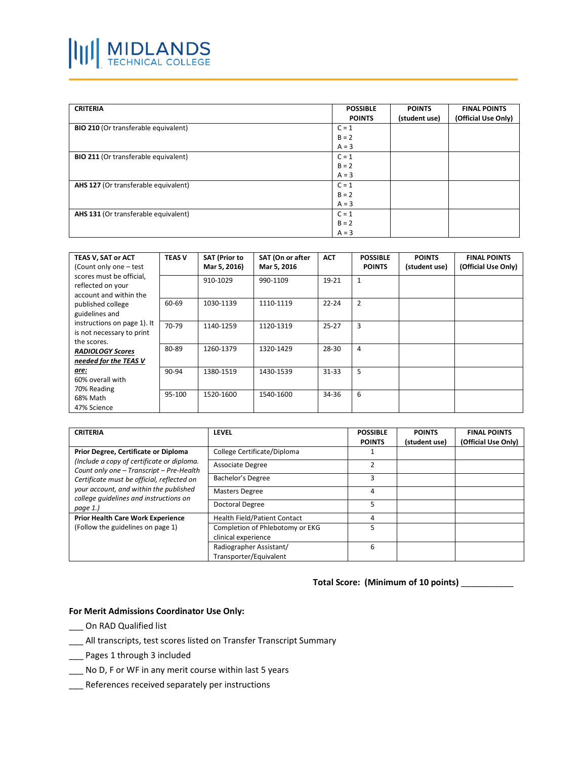**MIDLANDS TECHNICAL COLLEGE**

| CRITERIA | POSSIBLE POINTS | POINTS (student use) | FINAL POINTS (Official Use Only) |
|---|---|---|---|
| **BIO 210** (Or transferable equivalent) | C = 1<br>B = 2<br>A = 3 | | |
| **BIO 211** (Or transferable equivalent) | C = 1<br>B = 2<br>A = 3 | | |
| **AHS 127** (Or transferable equivalent) | C = 1<br>B = 2<br>A = 3 | | |
| **AHS 131** (Or transferable equivalent) | C = 1<br>B = 2<br>A = 3 | | |

| **TEAS V, SAT or ACT** | **TEAS V** | **SAT (Prior to Mar 5, 2016)** | **SAT (On or after Mar 5, 2016** | **ACT** | **POSSIBLE POINTS** | **POINTS (student use)** | **FINAL POINTS (Official Use Only)** |
|---|---|---|---|---|---|---|---|
| (Count only one – test scores must be official, reflected on your account and within the published college guidelines and instructions on page 1). It is not necessary to print the scores.<br>***RADIOLOGY Scores needed for the TEAS V are:***<br>60% overall with<br>70% Reading<br>68% Math<br>47% Science | | 910-1029 | 990-1109 | 19-21 | 1 | | |
| | 60-69 | 1030-1139 | 1110-1119 | 22-24 | 2 | | |
| | 70-79 | 1140-1259 | 1120-1319 | 25-27 | 3 | | |
| | 80-89 | 1260-1379 | 1320-1429 | 28-30 | 4 | | |
| | 90-94 | 1380-1519 | 1430-1539 | 31-33 | 5 | | |
| | 95-100 | 1520-1600 | 1540-1600 | 34-36 | 6 | | |

| CRITERIA | LEVEL | POSSIBLE POINTS | POINTS (student use) | FINAL POINTS (Official Use Only) |
|---|---|---|---|---|
| **Prior Degree, Certificate or Diploma**<br>*(Include a copy of certificate or diploma. Count only one – Transcript – Pre-Health Certificate must be official, reflected on your account, and within the published college guidelines and instructions on page 1.)* | College Certificate/Diploma | 1 | | |
| | Associate Degree | 2 | | |
| | Bachelor's Degree | 3 | | |
| | Masters Degree | 4 | | |
| | Doctoral Degree | 5 | | |
| **Prior Health Care Work Experience**<br>(Follow the guidelines on page 1) | Health Field/Patient Contact | 4 | | |
| | Completion of Phlebotomy or EKG clinical experience | 5 | | |
| | Radiographer Assistant/ Transporter/Equivalent | 6 | | |

**Total Score: (Minimum of 10 points)** ___________

**For Merit Admissions Coordinator Use Only:**

___ On RAD Qualified list

___ All transcripts, test scores listed on Transfer Transcript Summary

___ Pages 1 through 3 included

___ No D, F or WF in any merit course within last 5 years

___ References received separately per instructions